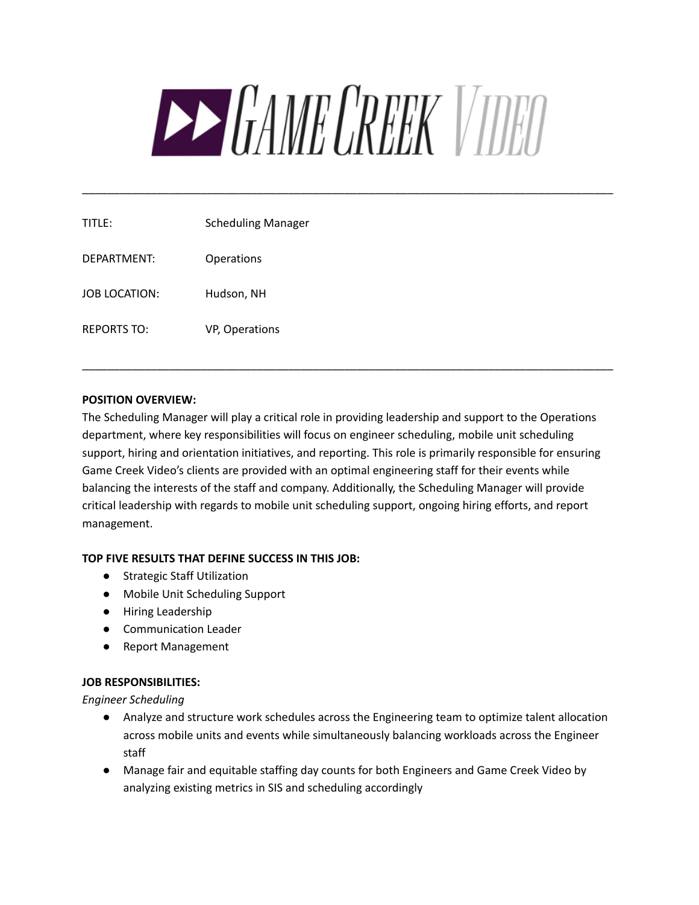# GAME CREEK VIDEO

---

| | |
|---|---|
| TITLE: | Scheduling Manager |
| DEPARTMENT: | Operations |
| JOB LOCATION: | Hudson, NH |
| REPORTS TO: | VP, Operations |

---

**POSITION OVERVIEW:**

The Scheduling Manager will play a critical role in providing leadership and support to the Operations department, where key responsibilities will focus on engineer scheduling, mobile unit scheduling support, hiring and orientation initiatives, and reporting. This role is primarily responsible for ensuring Game Creek Video's clients are provided with an optimal engineering staff for their events while balancing the interests of the staff and company. Additionally, the Scheduling Manager will provide critical leadership with regards to mobile unit scheduling support, ongoing hiring efforts, and report management.

**TOP FIVE RESULTS THAT DEFINE SUCCESS IN THIS JOB:**

- Strategic Staff Utilization
- Mobile Unit Scheduling Support
- Hiring Leadership
- Communication Leader
- Report Management

**JOB RESPONSIBILITIES:**

*Engineer Scheduling*

- Analyze and structure work schedules across the Engineering team to optimize talent allocation across mobile units and events while simultaneously balancing workloads across the Engineer staff
- Manage fair and equitable staffing day counts for both Engineers and Game Creek Video by analyzing existing metrics in SIS and scheduling accordingly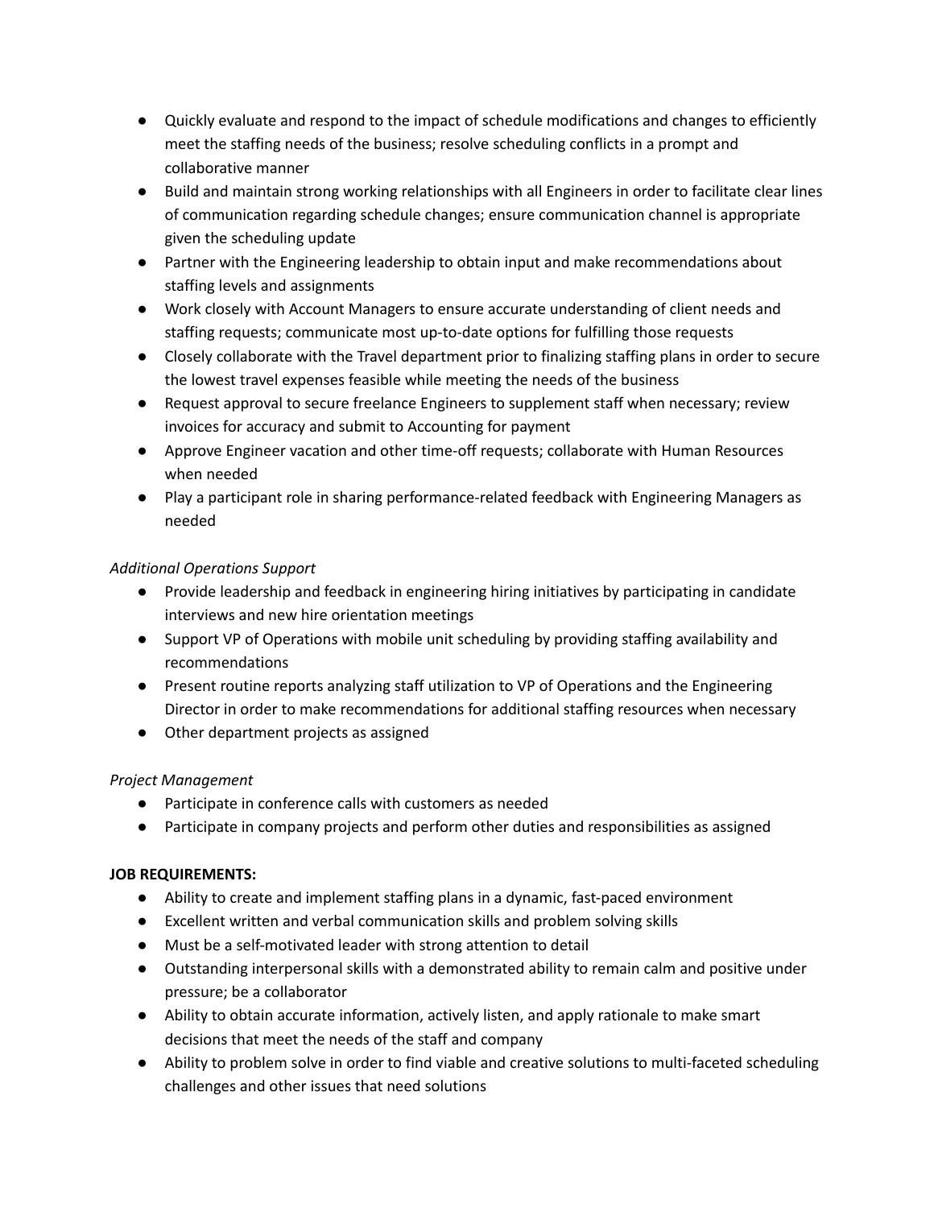- Quickly evaluate and respond to the impact of schedule modifications and changes to efficiently meet the staffing needs of the business; resolve scheduling conflicts in a prompt and collaborative manner
- Build and maintain strong working relationships with all Engineers in order to facilitate clear lines of communication regarding schedule changes; ensure communication channel is appropriate given the scheduling update
- Partner with the Engineering leadership to obtain input and make recommendations about staffing levels and assignments
- Work closely with Account Managers to ensure accurate understanding of client needs and staffing requests; communicate most up-to-date options for fulfilling those requests
- Closely collaborate with the Travel department prior to finalizing staffing plans in order to secure the lowest travel expenses feasible while meeting the needs of the business
- Request approval to secure freelance Engineers to supplement staff when necessary; review invoices for accuracy and submit to Accounting for payment
- Approve Engineer vacation and other time-off requests; collaborate with Human Resources when needed
- Play a participant role in sharing performance-related feedback with Engineering Managers as needed

*Additional Operations Support*

- Provide leadership and feedback in engineering hiring initiatives by participating in candidate interviews and new hire orientation meetings
- Support VP of Operations with mobile unit scheduling by providing staffing availability and recommendations
- Present routine reports analyzing staff utilization to VP of Operations and the Engineering Director in order to make recommendations for additional staffing resources when necessary
- Other department projects as assigned

*Project Management*

- Participate in conference calls with customers as needed
- Participate in company projects and perform other duties and responsibilities as assigned

**JOB REQUIREMENTS:**

- Ability to create and implement staffing plans in a dynamic, fast-paced environment
- Excellent written and verbal communication skills and problem solving skills
- Must be a self-motivated leader with strong attention to detail
- Outstanding interpersonal skills with a demonstrated ability to remain calm and positive under pressure; be a collaborator
- Ability to obtain accurate information, actively listen, and apply rationale to make smart decisions that meet the needs of the staff and company
- Ability to problem solve in order to find viable and creative solutions to multi-faceted scheduling challenges and other issues that need solutions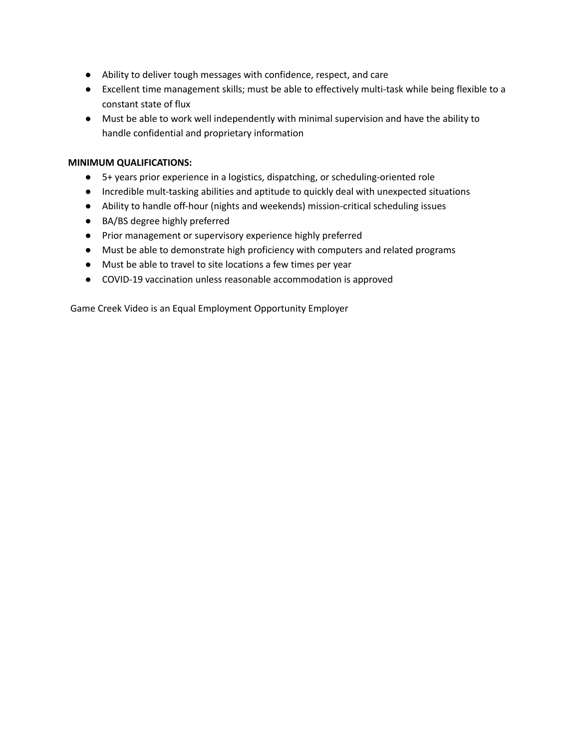- Ability to deliver tough messages with confidence, respect, and care
- Excellent time management skills; must be able to effectively multi-task while being flexible to a constant state of flux
- Must be able to work well independently with minimal supervision and have the ability to handle confidential and proprietary information

**MINIMUM QUALIFICATIONS:**

- 5+ years prior experience in a logistics, dispatching, or scheduling-oriented role
- Incredible mult-tasking abilities and aptitude to quickly deal with unexpected situations
- Ability to handle off-hour (nights and weekends) mission-critical scheduling issues
- BA/BS degree highly preferred
- Prior management or supervisory experience highly preferred
- Must be able to demonstrate high proficiency with computers and related programs
- Must be able to travel to site locations a few times per year
- COVID-19 vaccination unless reasonable accommodation is approved

Game Creek Video is an Equal Employment Opportunity Employer